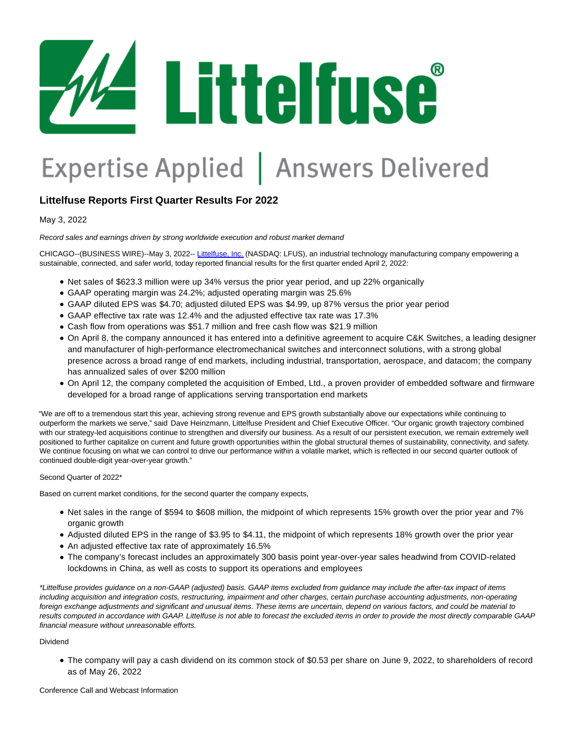# Littelfuse Reports First Quarter Results For 2022

May 3, 2022

*Record sales and earnings driven by strong worldwide execution and robust market demand*

CHICAGO--(BUSINESS WIRE)--May 3, 2022-- Littelfuse, Inc. (NASDAQ: LFUS), an industrial technology manufacturing company empowering a sustainable, connected, and safer world, today reported financial results for the first quarter ended April 2, 2022:

- Net sales of $623.3 million were up 34% versus the prior year period, and up 22% organically
- GAAP operating margin was 24.2%; adjusted operating margin was 25.6%
- GAAP diluted EPS was $4.70; adjusted diluted EPS was $4.99, up 87% versus the prior year period
- GAAP effective tax rate was 12.4% and the adjusted effective tax rate was 17.3%
- Cash flow from operations was $51.7 million and free cash flow was $21.9 million
- On April 8, the company announced it has entered into a definitive agreement to acquire C&K Switches, a leading designer and manufacturer of high-performance electromechanical switches and interconnect solutions, with a strong global presence across a broad range of end markets, including industrial, transportation, aerospace, and datacom; the company has annualized sales of over $200 million
- On April 12, the company completed the acquisition of Embed, Ltd., a proven provider of embedded software and firmware developed for a broad range of applications serving transportation end markets

"We are off to a tremendous start this year, achieving strong revenue and EPS growth substantially above our expectations while continuing to outperform the markets we serve," said Dave Heinzmann, Littelfuse President and Chief Executive Officer. "Our organic growth trajectory combined with our strategy-led acquisitions continue to strengthen and diversify our business. As a result of our persistent execution, we remain extremely well positioned to further capitalize on current and future growth opportunities within the global structural themes of sustainability, connectivity, and safety. We continue focusing on what we can control to drive our performance within a volatile market, which is reflected in our second quarter outlook of continued double-digit year-over-year growth."

Second Quarter of 2022*

Based on current market conditions, for the second quarter the company expects,

- Net sales in the range of $594 to $608 million, the midpoint of which represents 15% growth over the prior year and 7% organic growth
- Adjusted diluted EPS in the range of $3.95 to $4.11, the midpoint of which represents 18% growth over the prior year
- An adjusted effective tax rate of approximately 16.5%
- The company's forecast includes an approximately 300 basis point year-over-year sales headwind from COVID-related lockdowns in China, as well as costs to support its operations and employees

*\*Littelfuse provides guidance on a non-GAAP (adjusted) basis. GAAP items excluded from guidance may include the after-tax impact of items including acquisition and integration costs, restructuring, impairment and other charges, certain purchase accounting adjustments, non-operating foreign exchange adjustments and significant and unusual items. These items are uncertain, depend on various factors, and could be material to results computed in accordance with GAAP. Littelfuse is not able to forecast the excluded items in order to provide the most directly comparable GAAP financial measure without unreasonable efforts.*

Dividend

- The company will pay a cash dividend on its common stock of $0.53 per share on June 9, 2022, to shareholders of record as of May 26, 2022

Conference Call and Webcast Information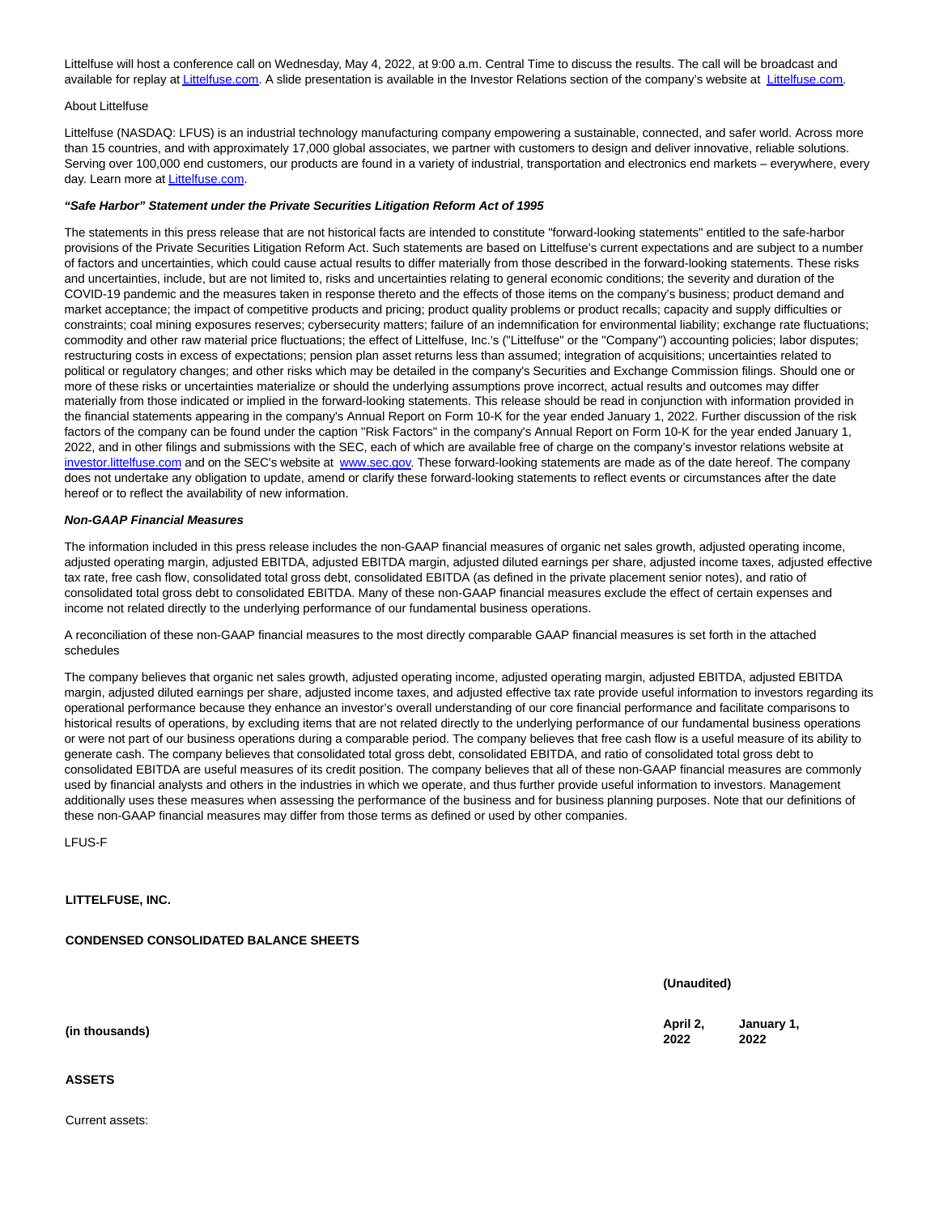Littelfuse will host a conference call on Wednesday, May 4, 2022, at 9:00 a.m. Central Time to discuss the results. The call will be broadcast and available for replay at [Littelfuse.com](http://Littelfuse.com). A slide presentation is available in the Investor Relations section of the company's website at [Littelfuse.com](http://Littelfuse.com).

About Littelfuse

Littelfuse (NASDAQ: LFUS) is an industrial technology manufacturing company empowering a sustainable, connected, and safer world. Across more than 15 countries, and with approximately 17,000 global associates, we partner with customers to design and deliver innovative, reliable solutions. Serving over 100,000 end customers, our products are found in a variety of industrial, transportation and electronics end markets – everywhere, every day. Learn more at [Littelfuse.com](http://Littelfuse.com).

***"Safe Harbor" Statement under the Private Securities Litigation Reform Act of 1995***

The statements in this press release that are not historical facts are intended to constitute "forward-looking statements" entitled to the safe-harbor provisions of the Private Securities Litigation Reform Act. Such statements are based on Littelfuse's current expectations and are subject to a number of factors and uncertainties, which could cause actual results to differ materially from those described in the forward-looking statements. These risks and uncertainties, include, but are not limited to, risks and uncertainties relating to general economic conditions; the severity and duration of the COVID-19 pandemic and the measures taken in response thereto and the effects of those items on the company's business; product demand and market acceptance; the impact of competitive products and pricing; product quality problems or product recalls; capacity and supply difficulties or constraints; coal mining exposures reserves; cybersecurity matters; failure of an indemnification for environmental liability; exchange rate fluctuations; commodity and other raw material price fluctuations; the effect of Littelfuse, Inc.'s ("Littelfuse" or the "Company") accounting policies; labor disputes; restructuring costs in excess of expectations; pension plan asset returns less than assumed; integration of acquisitions; uncertainties related to political or regulatory changes; and other risks which may be detailed in the company's Securities and Exchange Commission filings. Should one or more of these risks or uncertainties materialize or should the underlying assumptions prove incorrect, actual results and outcomes may differ materially from those indicated or implied in the forward-looking statements. This release should be read in conjunction with information provided in the financial statements appearing in the company's Annual Report on Form 10-K for the year ended January 1, 2022. Further discussion of the risk factors of the company can be found under the caption "Risk Factors" in the company's Annual Report on Form 10-K for the year ended January 1, 2022, and in other filings and submissions with the SEC, each of which are available free of charge on the company's investor relations website at [investor.littelfuse.com](http://investor.littelfuse.com) and on the SEC's website at [www.sec.gov](http://www.sec.gov). These forward-looking statements are made as of the date hereof. The company does not undertake any obligation to update, amend or clarify these forward-looking statements to reflect events or circumstances after the date hereof or to reflect the availability of new information.

***Non-GAAP Financial Measures***

The information included in this press release includes the non-GAAP financial measures of organic net sales growth, adjusted operating income, adjusted operating margin, adjusted EBITDA, adjusted EBITDA margin, adjusted diluted earnings per share, adjusted income taxes, adjusted effective tax rate, free cash flow, consolidated total gross debt, consolidated EBITDA (as defined in the private placement senior notes), and ratio of consolidated total gross debt to consolidated EBITDA. Many of these non-GAAP financial measures exclude the effect of certain expenses and income not related directly to the underlying performance of our fundamental business operations.

A reconciliation of these non-GAAP financial measures to the most directly comparable GAAP financial measures is set forth in the attached schedules

The company believes that organic net sales growth, adjusted operating income, adjusted operating margin, adjusted EBITDA, adjusted EBITDA margin, adjusted diluted earnings per share, adjusted income taxes, and adjusted effective tax rate provide useful information to investors regarding its operational performance because they enhance an investor's overall understanding of our core financial performance and facilitate comparisons to historical results of operations, by excluding items that are not related directly to the underlying performance of our fundamental business operations or were not part of our business operations during a comparable period. The company believes that free cash flow is a useful measure of its ability to generate cash. The company believes that consolidated total gross debt, consolidated EBITDA, and ratio of consolidated total gross debt to consolidated EBITDA are useful measures of its credit position. The company believes that all of these non-GAAP financial measures are commonly used by financial analysts and others in the industries in which we operate, and thus further provide useful information to investors. Management additionally uses these measures when assessing the performance of the business and for business planning purposes. Note that our definitions of these non-GAAP financial measures may differ from those terms as defined or used by other companies.

LFUS-F

**LITTELFUSE, INC.**

**CONDENSED CONSOLIDATED BALANCE SHEETS**

| | **(Unaudited)** | |
|---|---|---|
| **(in thousands)** | **April 2, 2022** | **January 1, 2022** |
| **ASSETS** | | |
| Current assets: | | |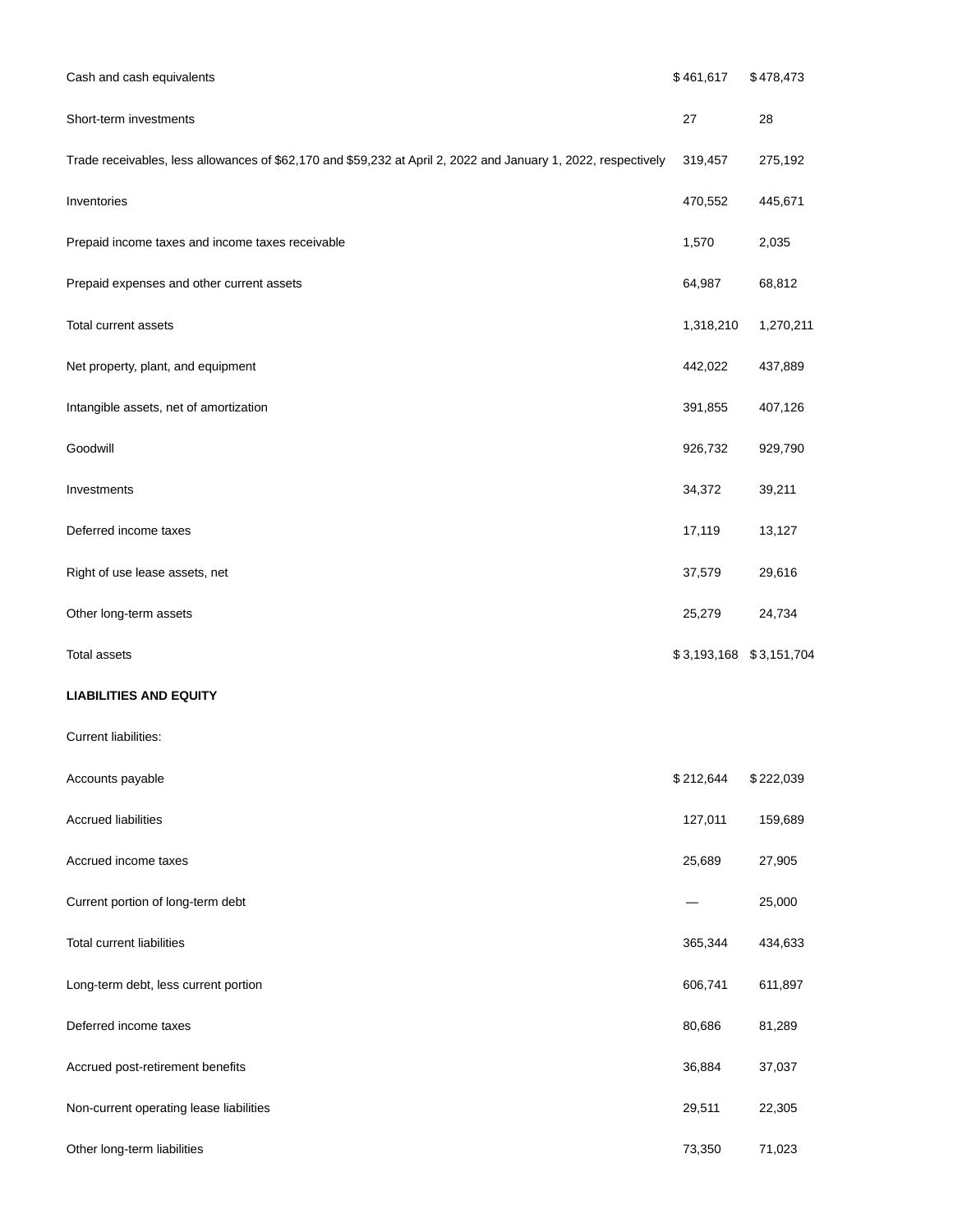| | | |
|---|---|---|
| Cash and cash equivalents | $ 461,617 | $ 478,473 |
| Short-term investments | 27 | 28 |
| Trade receivables, less allowances of $62,170 and $59,232 at April 2, 2022 and January 1, 2022, respectively | 319,457 | 275,192 |
| Inventories | 470,552 | 445,671 |
| Prepaid income taxes and income taxes receivable | 1,570 | 2,035 |
| Prepaid expenses and other current assets | 64,987 | 68,812 |
| Total current assets | 1,318,210 | 1,270,211 |
| Net property, plant, and equipment | 442,022 | 437,889 |
| Intangible assets, net of amortization | 391,855 | 407,126 |
| Goodwill | 926,732 | 929,790 |
| Investments | 34,372 | 39,211 |
| Deferred income taxes | 17,119 | 13,127 |
| Right of use lease assets, net | 37,579 | 29,616 |
| Other long-term assets | 25,279 | 24,734 |
| Total assets | $ 3,193,168 | $ 3,151,704 |
| **LIABILITIES AND EQUITY** | | |
| Current liabilities: | | |
| Accounts payable | $ 212,644 | $ 222,039 |
| Accrued liabilities | 127,011 | 159,689 |
| Accrued income taxes | 25,689 | 27,905 |
| Current portion of long-term debt | — | 25,000 |
| Total current liabilities | 365,344 | 434,633 |
| Long-term debt, less current portion | 606,741 | 611,897 |
| Deferred income taxes | 80,686 | 81,289 |
| Accrued post-retirement benefits | 36,884 | 37,037 |
| Non-current operating lease liabilities | 29,511 | 22,305 |
| Other long-term liabilities | 73,350 | 71,023 |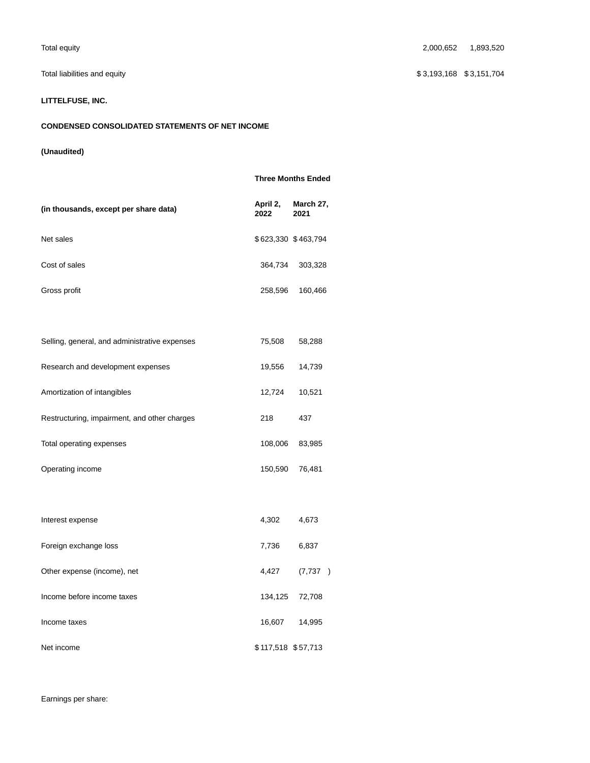| | | |
|---|---|---|
| Total equity | 2,000,652 | 1,893,520 |
| Total liabilities and equity | $ 3,193,168 | $ 3,151,704 |

**LITTELFUSE, INC.**

**CONDENSED CONSOLIDATED STATEMENTS OF NET INCOME**

**(Unaudited)**

| | **Three Months Ended** | |
|---|---|---|
| **(in thousands, except per share data)** | **April 2, 2022** | **March 27, 2021** |
| Net sales | $ 623,330 | $ 463,794 |
| Cost of sales | 364,734 | 303,328 |
| Gross profit | 258,596 | 160,466 |
| | | |
| Selling, general, and administrative expenses | 75,508 | 58,288 |
| Research and development expenses | 19,556 | 14,739 |
| Amortization of intangibles | 12,724 | 10,521 |
| Restructuring, impairment, and other charges | 218 | 437 |
| Total operating expenses | 108,006 | 83,985 |
| Operating income | 150,590 | 76,481 |
| | | |
| Interest expense | 4,302 | 4,673 |
| Foreign exchange loss | 7,736 | 6,837 |
| Other expense (income), net | 4,427 | (7,737 ) |
| Income before income taxes | 134,125 | 72,708 |
| Income taxes | 16,607 | 14,995 |
| Net income | $ 117,518 | $ 57,713 |

Earnings per share: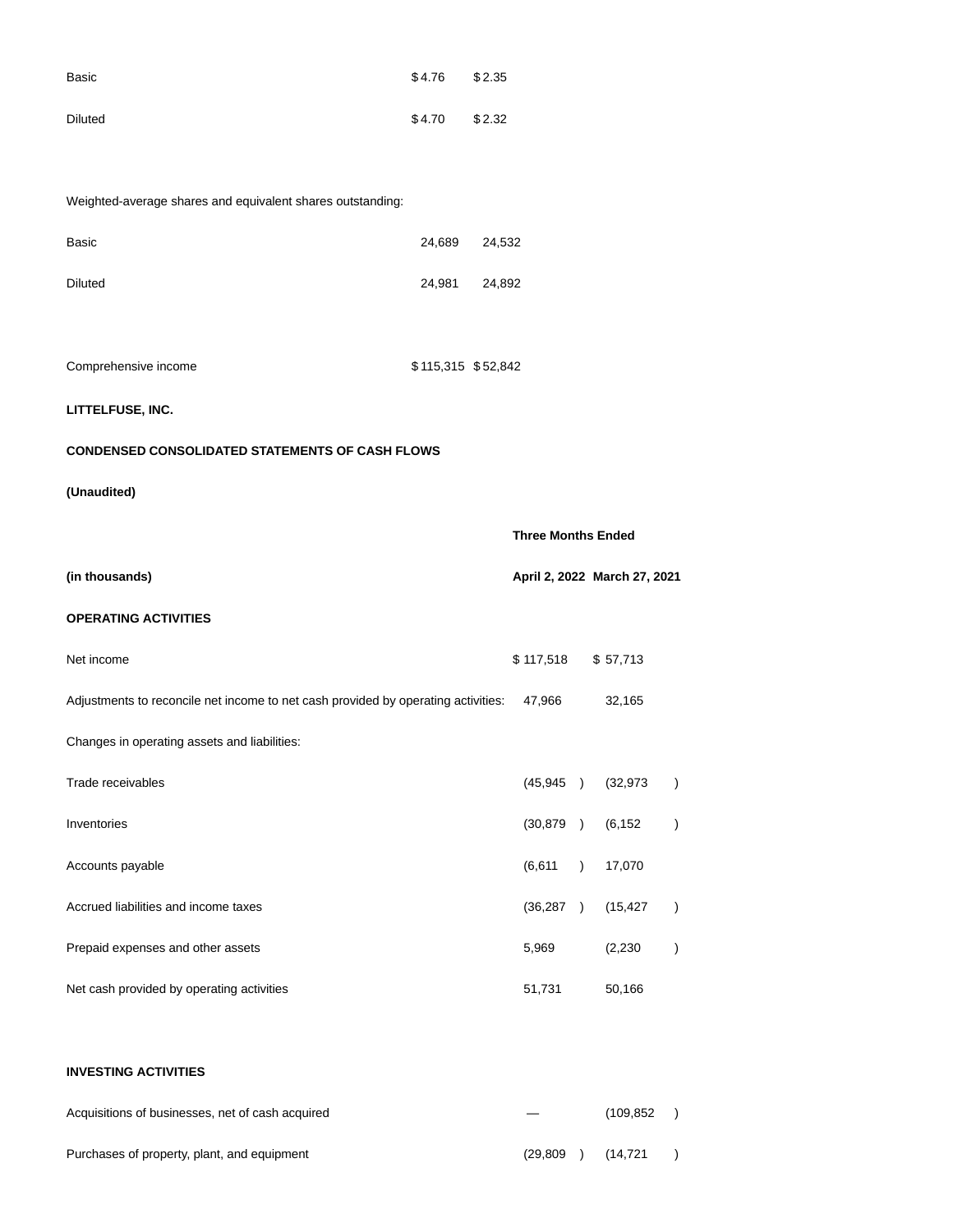| | | |
|---|---|---|
| Basic | $4.76 | $2.35 |
| Diluted | $4.70 | $2.32 |
| | | |
| Weighted-average shares and equivalent shares outstanding: | | |
| Basic | 24,689 | 24,532 |
| Diluted | 24,981 | 24,892 |
| | | |
| Comprehensive income | $115,315 | $52,842 |

**LITTELFUSE, INC.**

**CONDENSED CONSOLIDATED STATEMENTS OF CASH FLOWS**

**(Unaudited)**

| | **Three Months Ended** | |
|---|---|---|
| **(in thousands)** | **April 2, 2022** | **March 27, 2021** |
| **OPERATING ACTIVITIES** | | |
| Net income | $ 117,518 | $ 57,713 |
| Adjustments to reconcile net income to net cash provided by operating activities: | 47,966 | 32,165 |
| Changes in operating assets and liabilities: | | |
| Trade receivables | (45,945) | (32,973) |
| Inventories | (30,879) | (6,152) |
| Accounts payable | (6,611) | 17,070 |
| Accrued liabilities and income taxes | (36,287) | (15,427) |
| Prepaid expenses and other assets | 5,969 | (2,230) |
| Net cash provided by operating activities | 51,731 | 50,166 |
| | | |
| **INVESTING ACTIVITIES** | | |
| Acquisitions of businesses, net of cash acquired | — | (109,852) |
| Purchases of property, plant, and equipment | (29,809) | (14,721) |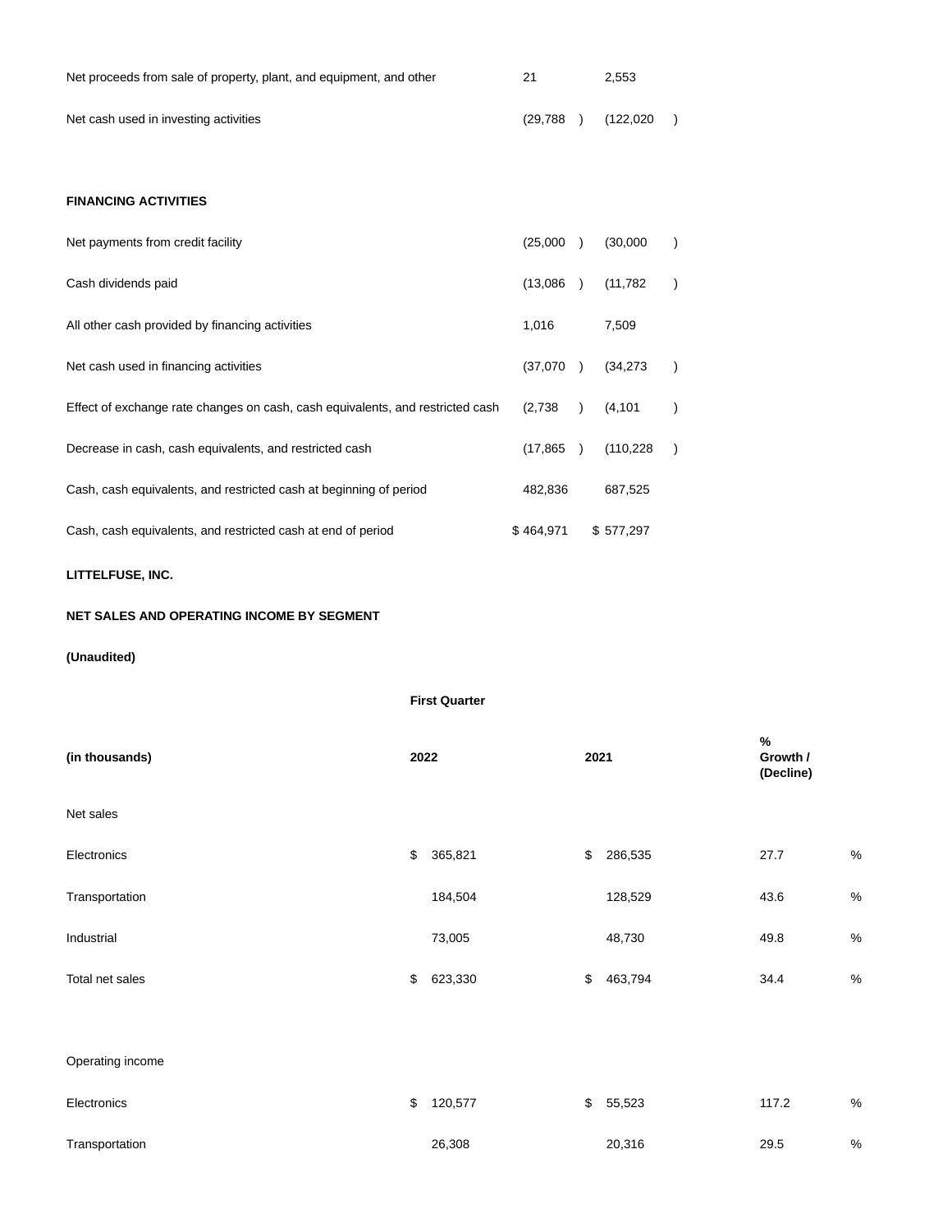| | | |
|---|---|---|
| Net proceeds from sale of property, plant, and equipment, and other | 21 | 2,553 |
| Net cash used in investing activities | (29,788) | (122,020) |
| | | |
| **FINANCING ACTIVITIES** | | |
| Net payments from credit facility | (25,000) | (30,000) |
| Cash dividends paid | (13,086) | (11,782) |
| All other cash provided by financing activities | 1,016 | 7,509 |
| Net cash used in financing activities | (37,070) | (34,273) |
| Effect of exchange rate changes on cash, cash equivalents, and restricted cash | (2,738) | (4,101) |
| Decrease in cash, cash equivalents, and restricted cash | (17,865) | (110,228) |
| Cash, cash equivalents, and restricted cash at beginning of period | 482,836 | 687,525 |
| Cash, cash equivalents, and restricted cash at end of period | $ 464,971 | $ 577,297 |

**LITTELFUSE, INC.**

**NET SALES AND OPERATING INCOME BY SEGMENT**

**(Unaudited)**

| | **First Quarter** | | |
|---|---|---|---|
| **(in thousands)** | **2022** | **2021** | **% Growth / (Decline)** |
| Net sales | | | |
| Electronics | $ 365,821 | $ 286,535 | 27.7 % |
| Transportation | 184,504 | 128,529 | 43.6 % |
| Industrial | 73,005 | 48,730 | 49.8 % |
| Total net sales | $ 623,330 | $ 463,794 | 34.4 % |
| | | | |
| Operating income | | | |
| Electronics | $ 120,577 | $ 55,523 | 117.2 % |
| Transportation | 26,308 | 20,316 | 29.5 % |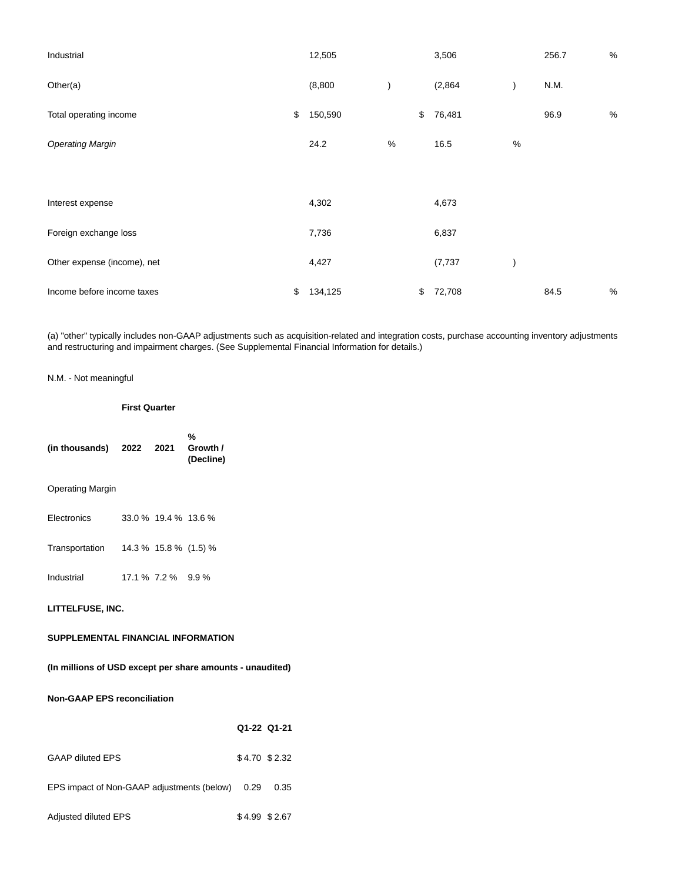| | | | |
|---|---|---|---|
| Industrial | 12,505 | 3,506 | 256.7 % |
| Other(a) | (8,800 ) | (2,864 ) | N.M. |
| Total operating income | $ 150,590 | $ 76,481 | 96.9 % |
| *Operating Margin* | 24.2 % | 16.5 % | |
| | | | |
| Interest expense | 4,302 | 4,673 | |
| Foreign exchange loss | 7,736 | 6,837 | |
| Other expense (income), net | 4,427 | (7,737 ) | |
| Income before income taxes | $ 134,125 | $ 72,708 | 84.5 % |

(a) "other" typically includes non-GAAP adjustments such as acquisition-related and integration costs, purchase accounting inventory adjustments and restructuring and impairment charges. (See Supplemental Financial Information for details.)

N.M. - Not meaningful

| | **First Quarter** | | |
|---|---|---|---|
| **(in thousands)** | **2022** | **2021** | **% Growth / (Decline)** |
| Operating Margin | | | |
| Electronics | 33.0 % | 19.4 % | 13.6 % |
| Transportation | 14.3 % | 15.8 % | (1.5) % |
| Industrial | 17.1 % | 7.2 % | 9.9 % |

**LITTELFUSE, INC.**

**SUPPLEMENTAL FINANCIAL INFORMATION**

**(In millions of USD except per share amounts - unaudited)**

**Non-GAAP EPS reconciliation**

| | **Q1-22** | **Q1-21** |
|---|---|---|
| GAAP diluted EPS | $ 4.70 | $ 2.32 |
| EPS impact of Non-GAAP adjustments (below) | 0.29 | 0.35 |
| Adjusted diluted EPS | $ 4.99 | $ 2.67 |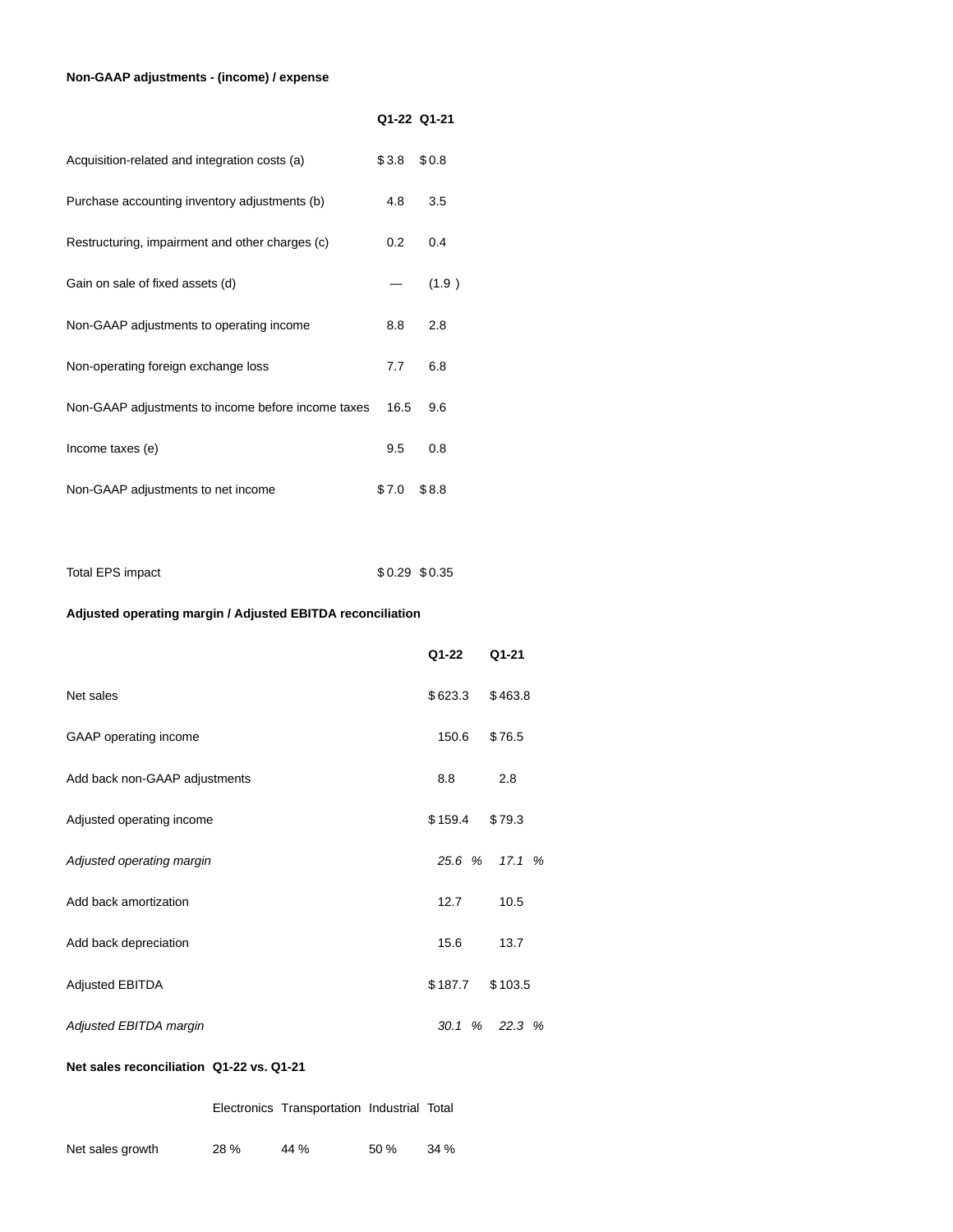**Non-GAAP adjustments - (income) / expense**

| | Q1-22 | Q1-21 |
|---|---|---|
| Acquisition-related and integration costs (a) | $ 3.8 | $ 0.8 |
| Purchase accounting inventory adjustments (b) | 4.8 | 3.5 |
| Restructuring, impairment and other charges (c) | 0.2 | 0.4 |
| Gain on sale of fixed assets (d) | — | (1.9 ) |
| Non-GAAP adjustments to operating income | 8.8 | 2.8 |
| Non-operating foreign exchange loss | 7.7 | 6.8 |
| Non-GAAP adjustments to income before income taxes | 16.5 | 9.6 |
| Income taxes (e) | 9.5 | 0.8 |
| Non-GAAP adjustments to net income | $ 7.0 | $ 8.8 |
| | | |
| Total EPS impact | $ 0.29 | $ 0.35 |

**Adjusted operating margin / Adjusted EBITDA reconciliation**

| | Q1-22 | Q1-21 |
|---|---|---|
| Net sales | $ 623.3 | $ 463.8 |
| GAAP operating income | 150.6 | $ 76.5 |
| Add back non-GAAP adjustments | 8.8 | 2.8 |
| Adjusted operating income | $ 159.4 | $ 79.3 |
| *Adjusted operating margin* | *25.6 %* | *17.1 %* |
| Add back amortization | 12.7 | 10.5 |
| Add back depreciation | 15.6 | 13.7 |
| Adjusted EBITDA | $ 187.7 | $ 103.5 |
| *Adjusted EBITDA margin* | *30.1 %* | *22.3 %* |

**Net sales reconciliation Q1-22 vs. Q1-21**

| | Electronics | Transportation | Industrial | Total |
|---|---|---|---|---|
| Net sales growth | 28 % | 44 % | 50 % | 34 % |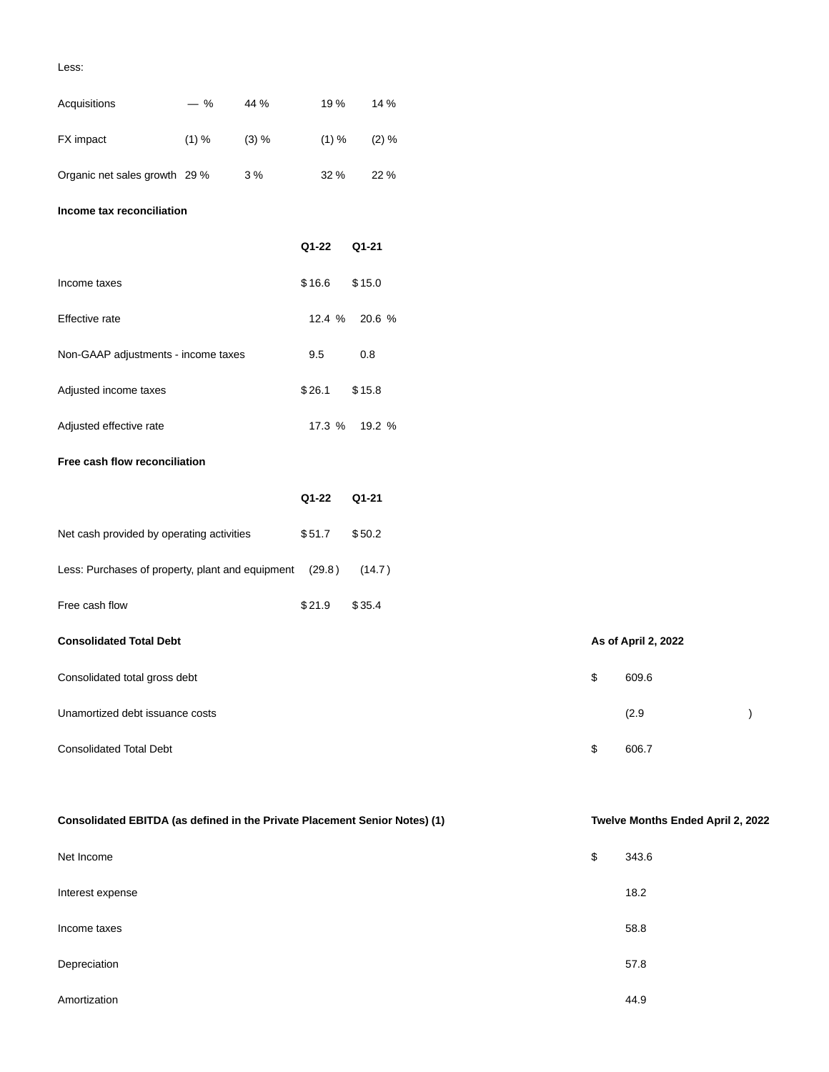| Less: | | | | |
|---|---|---|---|---|
| Acquisitions | — % | 44 % | 19 % | 14 % |
| FX impact | (1) % | (3) % | (1) % | (2) % |
| Organic net sales growth | 29 % | 3 % | 32 % | 22 % |

**Income tax reconciliation**

| | Q1-22 | Q1-21 |
|---|---|---|
| Income taxes | $ 16.6 | $ 15.0 |
| Effective rate | 12.4 % | 20.6 % |
| Non-GAAP adjustments - income taxes | 9.5 | 0.8 |
| Adjusted income taxes | $ 26.1 | $ 15.8 |
| Adjusted effective rate | 17.3 % | 19.2 % |

**Free cash flow reconciliation**

| | Q1-22 | Q1-21 |
|---|---|---|
| Net cash provided by operating activities | $ 51.7 | $ 50.2 |
| Less: Purchases of property, plant and equipment | (29.8 ) | (14.7 ) |
| Free cash flow | $ 21.9 | $ 35.4 |

| **Consolidated Total Debt** | **As of April 2, 2022** |
|---|---|
| Consolidated total gross debt | $ 609.6 |
| Unamortized debt issuance costs | (2.9 ) |
| Consolidated Total Debt | $ 606.7 |

| **Consolidated EBITDA (as defined in the Private Placement Senior Notes) (1)** | **Twelve Months Ended April 2, 2022** |
|---|---|
| Net Income | $ 343.6 |
| Interest expense | 18.2 |
| Income taxes | 58.8 |
| Depreciation | 57.8 |
| Amortization | 44.9 |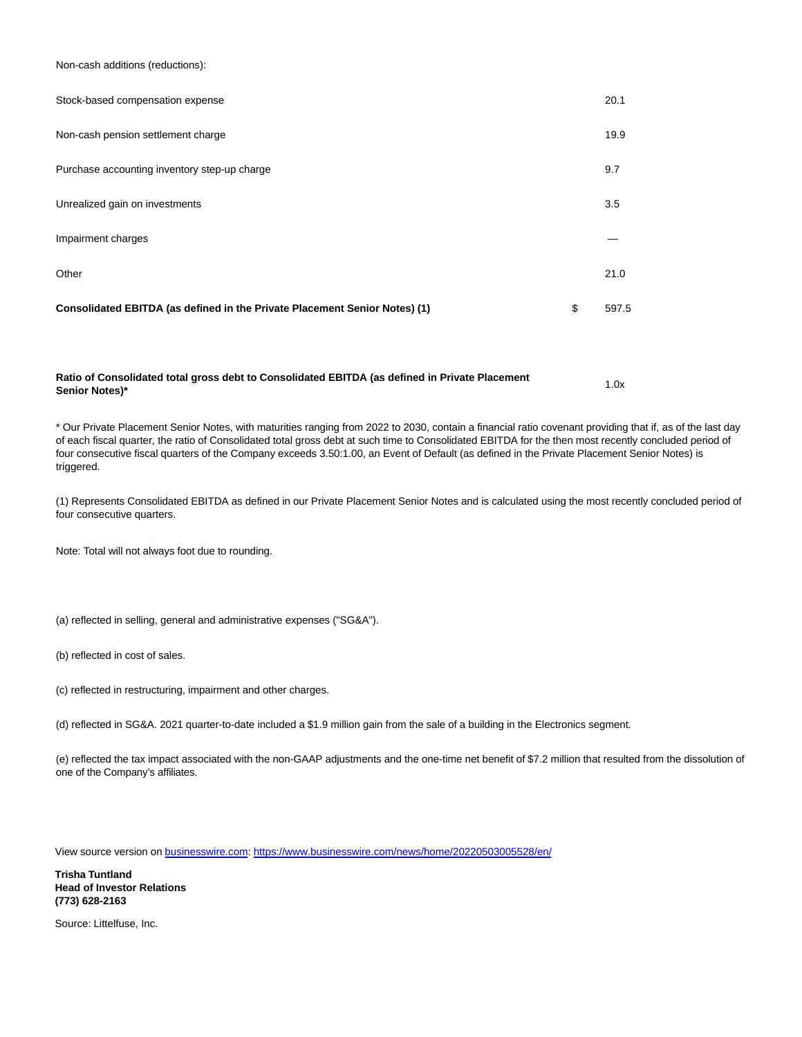| | | |
|---|---|---|
| Non-cash additions (reductions): | | |
| Stock-based compensation expense | | 20.1 |
| Non-cash pension settlement charge | | 19.9 |
| Purchase accounting inventory step-up charge | | 9.7 |
| Unrealized gain on investments | | 3.5 |
| Impairment charges | | — |
| Other | | 21.0 |
| **Consolidated EBITDA (as defined in the Private Placement Senior Notes) (1)** | $ | 597.5 |
| | | |
| **Ratio of Consolidated total gross debt to Consolidated EBITDA (as defined in Private Placement Senior Notes)*** | | 1.0x |

* Our Private Placement Senior Notes, with maturities ranging from 2022 to 2030, contain a financial ratio covenant providing that if, as of the last day of each fiscal quarter, the ratio of Consolidated total gross debt at such time to Consolidated EBITDA for the then most recently concluded period of four consecutive fiscal quarters of the Company exceeds 3.50:1.00, an Event of Default (as defined in the Private Placement Senior Notes) is triggered.

(1) Represents Consolidated EBITDA as defined in our Private Placement Senior Notes and is calculated using the most recently concluded period of four consecutive quarters.

Note: Total will not always foot due to rounding.

(a) reflected in selling, general and administrative expenses ("SG&A").

(b) reflected in cost of sales.

(c) reflected in restructuring, impairment and other charges.

(d) reflected in SG&A. 2021 quarter-to-date included a $1.9 million gain from the sale of a building in the Electronics segment.

(e) reflected the tax impact associated with the non-GAAP adjustments and the one-time net benefit of $7.2 million that resulted from the dissolution of one of the Company's affiliates.

View source version on businesswire.com: https://www.businesswire.com/news/home/20220503005528/en/

**Trisha Tuntland**
**Head of Investor Relations**
**(773) 628-2163**

Source: Littelfuse, Inc.